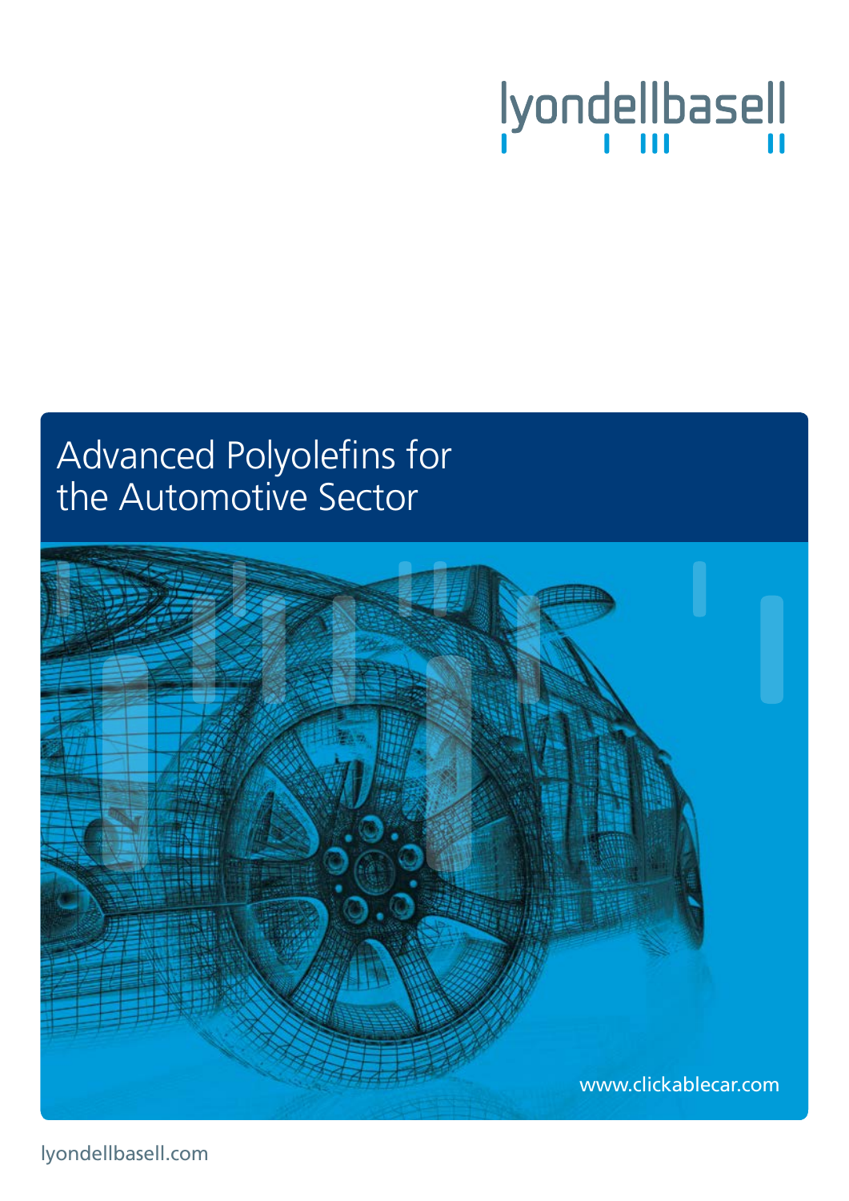lyondellbasell

# Advanced Polyolefins for the Automotive Sector

www.clickablecar.com

lyondellbasell.com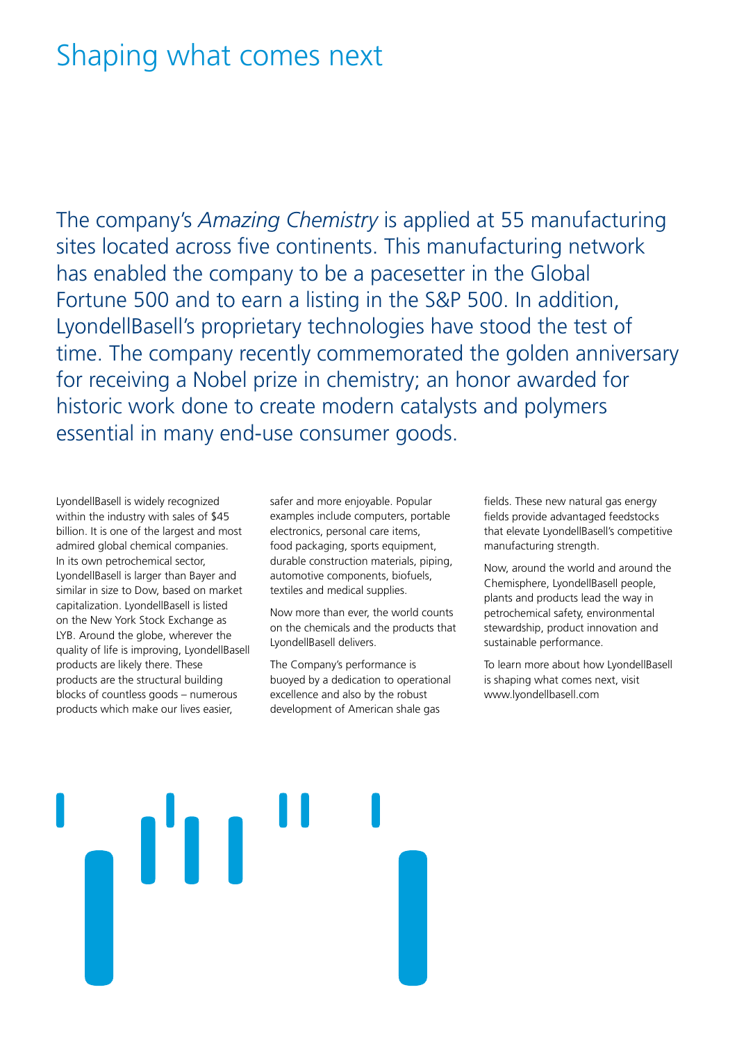# Shaping what comes next

The company's *Amazing Chemistry* is applied at 55 manufacturing sites located across five continents. This manufacturing network has enabled the company to be a pacesetter in the Global Fortune 500 and to earn a listing in the S&P 500. In addition, LyondellBasell's proprietary technologies have stood the test of time. The company recently commemorated the golden anniversary for receiving a Nobel prize in chemistry; an honor awarded for historic work done to create modern catalysts and polymers essential in many end-use consumer goods.

LyondellBasell is widely recognized within the industry with sales of $45 billion. It is one of the largest and most admired global chemical companies. In its own petrochemical sector, LyondellBasell is larger than Bayer and similar in size to Dow, based on market capitalization. LyondellBasell is listed on the New York Stock Exchange as LYB. Around the globe, wherever the quality of life is improving, LyondellBasell products are likely there. These products are the structural building blocks of countless goods – numerous products which make our lives easier, safer and more enjoyable. Popular examples include computers, portable electronics, personal care items, food packaging, sports equipment, durable construction materials, piping, automotive components, biofuels, textiles and medical supplies.

Now more than ever, the world counts on the chemicals and the products that LyondellBasell delivers.

The Company's performance is buoyed by a dedication to operational excellence and also by the robust development of American shale gas fields. These new natural gas energy fields provide advantaged feedstocks that elevate LyondellBasell's competitive manufacturing strength.

Now, around the world and around the Chemisphere, LyondellBasell people, plants and products lead the way in petrochemical safety, environmental stewardship, product innovation and sustainable performance.

To learn more about how LyondellBasell is shaping what comes next, visit www.lyondellbasell.com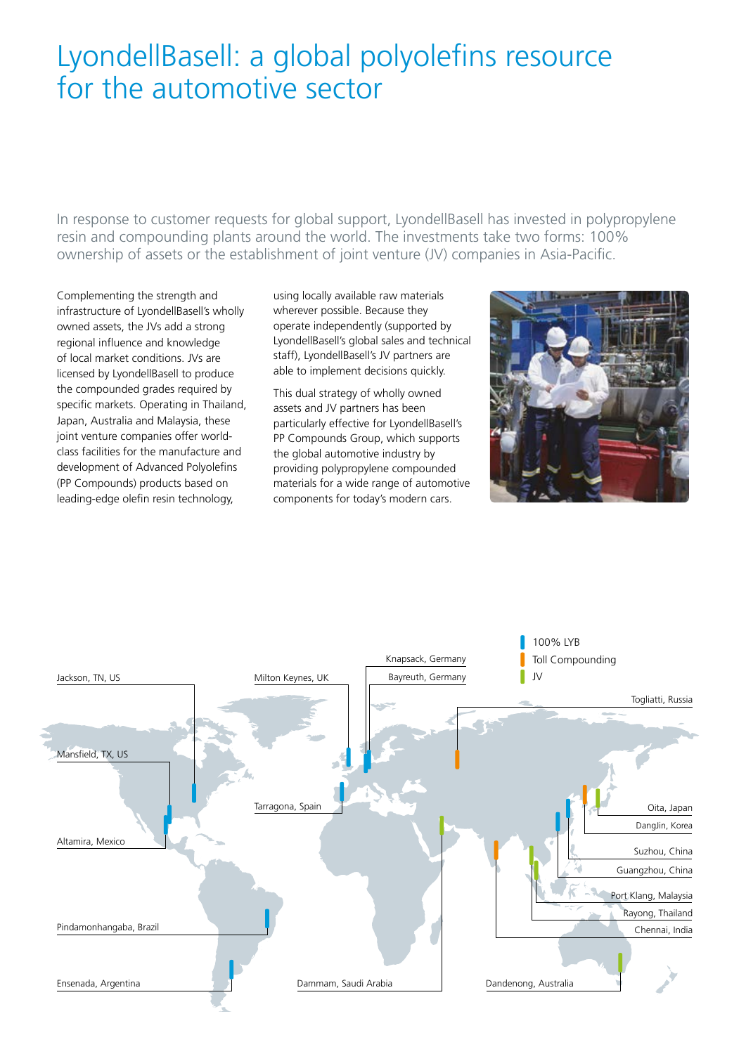# LyondellBasell: a global polyolefins resource for the automotive sector

In response to customer requests for global support, LyondellBasell has invested in polypropylene resin and compounding plants around the world. The investments take two forms: 100% ownership of assets or the establishment of joint venture (JV) companies in Asia-Pacific.

Complementing the strength and infrastructure of LyondellBasell's wholly owned assets, the JVs add a strong regional influence and knowledge of local market conditions. JVs are licensed by LyondellBasell to produce the compounded grades required by specific markets. Operating in Thailand, Japan, Australia and Malaysia, these joint venture companies offer world-class facilities for the manufacture and development of Advanced Polyolefins (PP Compounds) products based on leading-edge olefin resin technology, using locally available raw materials wherever possible. Because they operate independently (supported by LyondellBasell's global sales and technical staff), LyondellBasell's JV partners are able to implement decisions quickly.

This dual strategy of wholly owned assets and JV partners has been particularly effective for LyondellBasell's PP Compounds Group, which supports the global automotive industry by providing polypropylene compounded materials for a wide range of automotive components for today's modern cars.

- 100% LYB
- Toll Compounding
- JV

Jackson, TN, US
Mansfield, TX, US
Altamira, Mexico
Pindamonhangaba, Brazil
Ensenada, Argentina
Milton Keynes, UK
Tarragona, Spain
Knapsack, Germany
Bayreuth, Germany
Dammam, Saudi Arabia
Togliatti, Russia
Oita, Japan
DangJin, Korea
Suzhou, China
Guangzhou, China
Port Klang, Malaysia
Rayong, Thailand
Chennai, India
Dandenong, Australia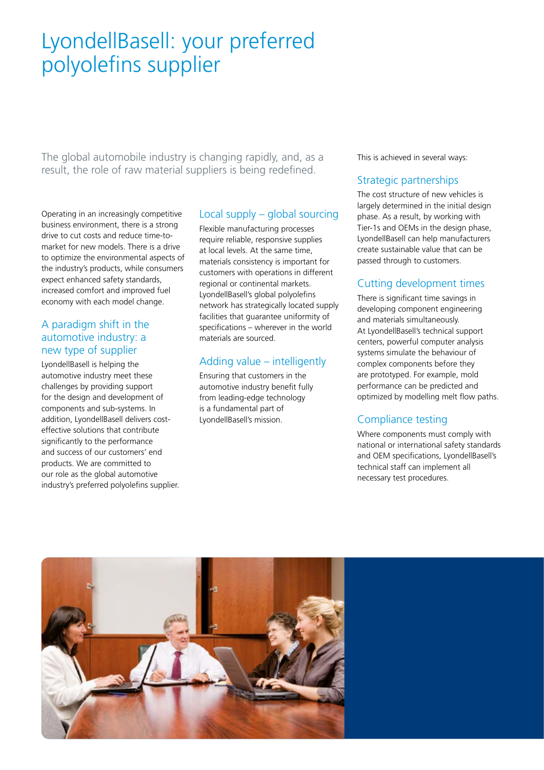# LyondellBasell: your preferred polyolefins supplier

The global automobile industry is changing rapidly, and, as a result, the role of raw material suppliers is being redefined.

Operating in an increasingly competitive business environment, there is a strong drive to cut costs and reduce time-to-market for new models. There is a drive to optimize the environmental aspects of the industry's products, while consumers expect enhanced safety standards, increased comfort and improved fuel economy with each model change.

## A paradigm shift in the automotive industry: a new type of supplier

LyondellBasell is helping the automotive industry meet these challenges by providing support for the design and development of components and sub-systems. In addition, LyondellBasell delivers cost-effective solutions that contribute significantly to the performance and success of our customers' end products. We are committed to our role as the global automotive industry's preferred polyolefins supplier.

## Local supply – global sourcing

Flexible manufacturing processes require reliable, responsive supplies at local levels. At the same time, materials consistency is important for customers with operations in different regional or continental markets. LyondellBasell's global polyolefins network has strategically located supply facilities that guarantee uniformity of specifications – wherever in the world materials are sourced.

## Adding value – intelligently

Ensuring that customers in the automotive industry benefit fully from leading-edge technology is a fundamental part of LyondellBasell's mission.

This is achieved in several ways:

## Strategic partnerships

The cost structure of new vehicles is largely determined in the initial design phase. As a result, by working with Tier-1s and OEMs in the design phase, LyondellBasell can help manufacturers create sustainable value that can be passed through to customers.

## Cutting development times

There is significant time savings in developing component engineering and materials simultaneously. At LyondellBasell's technical support centers, powerful computer analysis systems simulate the behaviour of complex components before they are prototyped. For example, mold performance can be predicted and optimized by modelling melt flow paths.

## Compliance testing

Where components must comply with national or international safety standards and OEM specifications, LyondellBasell's technical staff can implement all necessary test procedures.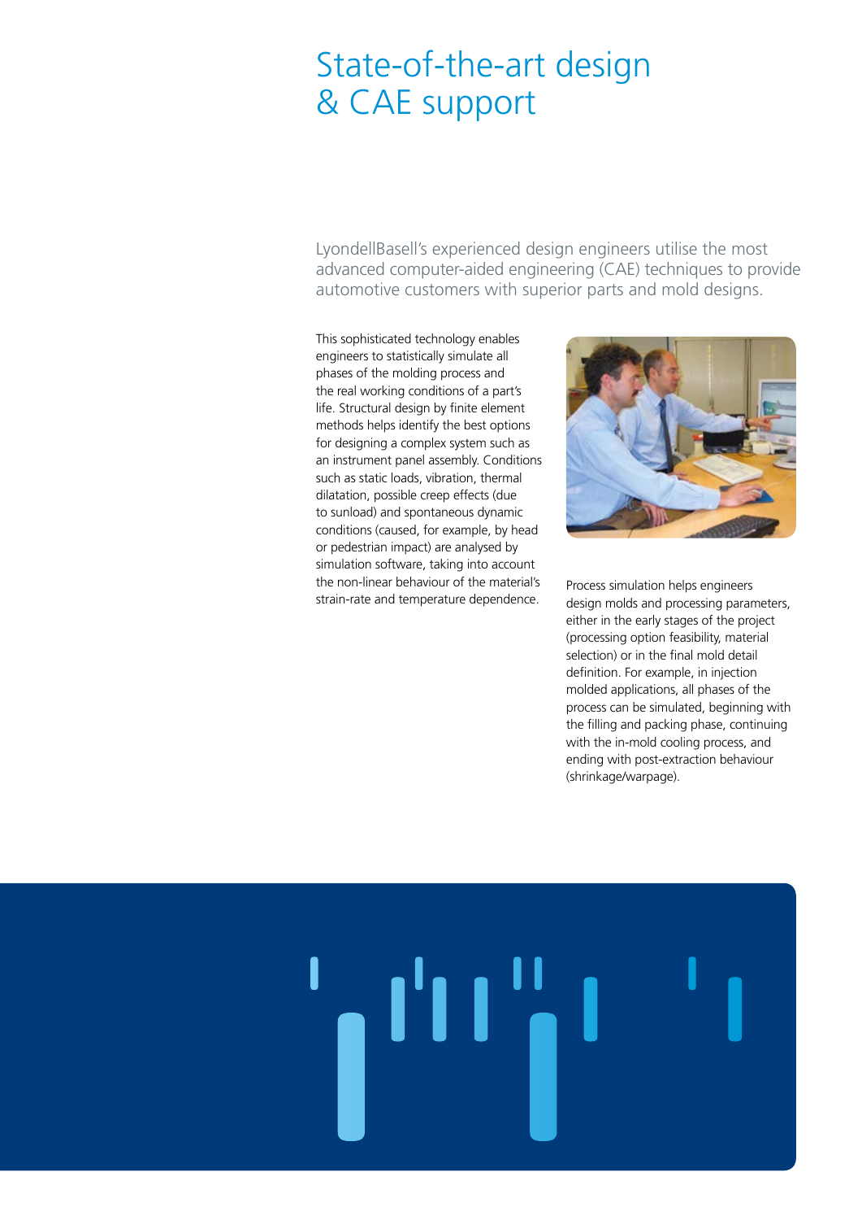# State-of-the-art design & CAE support

LyondellBasell's experienced design engineers utilise the most advanced computer-aided engineering (CAE) techniques to provide automotive customers with superior parts and mold designs.

This sophisticated technology enables engineers to statistically simulate all phases of the molding process and the real working conditions of a part's life. Structural design by finite element methods helps identify the best options for designing a complex system such as an instrument panel assembly. Conditions such as static loads, vibration, thermal dilatation, possible creep effects (due to sunload) and spontaneous dynamic conditions (caused, for example, by head or pedestrian impact) are analysed by simulation software, taking into account the non-linear behaviour of the material's strain-rate and temperature dependence.

Process simulation helps engineers design molds and processing parameters, either in the early stages of the project (processing option feasibility, material selection) or in the final mold detail definition. For example, in injection molded applications, all phases of the process can be simulated, beginning with the filling and packing phase, continuing with the in-mold cooling process, and ending with post-extraction behaviour (shrinkage/warpage).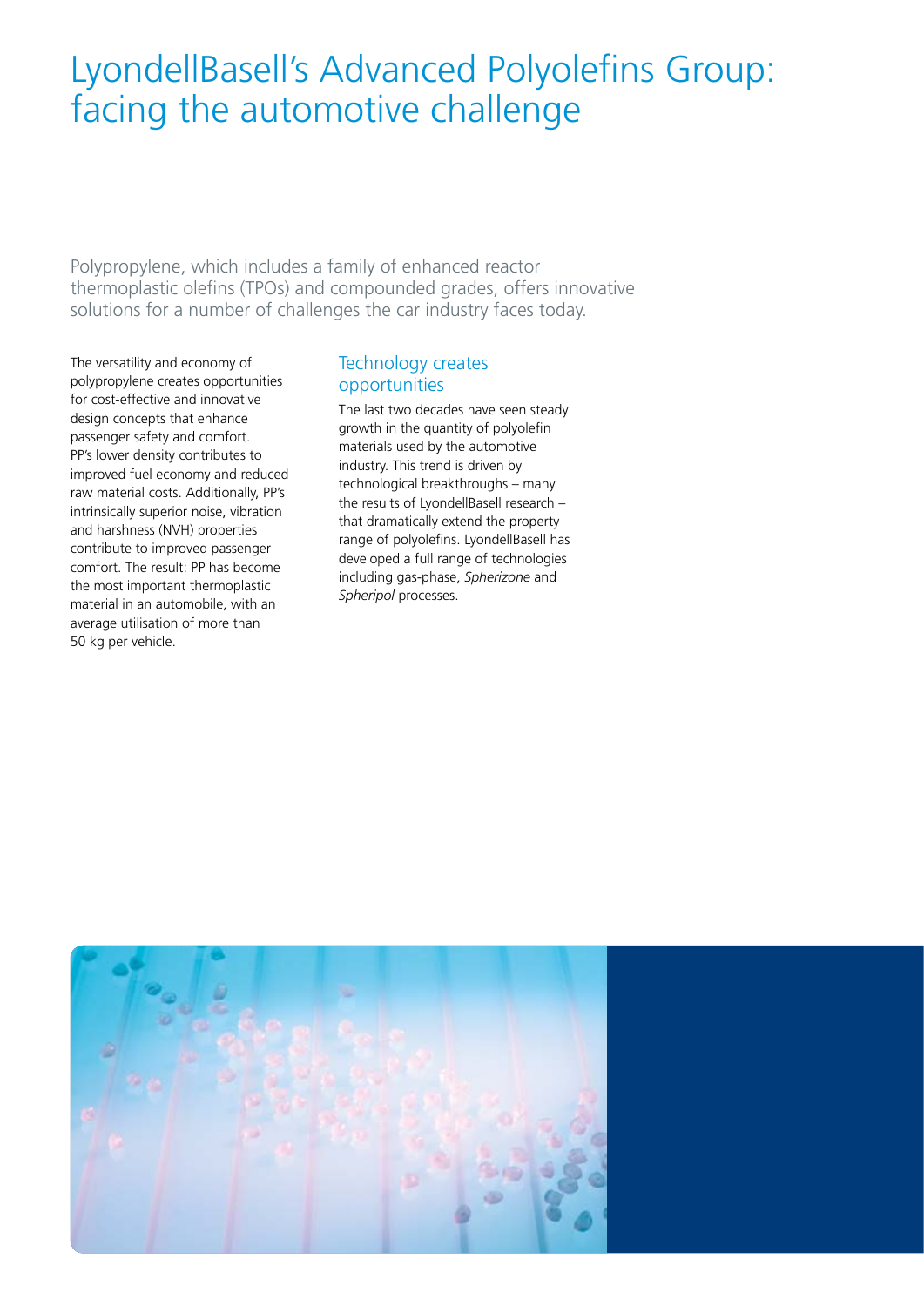# LyondellBasell's Advanced Polyolefins Group: facing the automotive challenge

Polypropylene, which includes a family of enhanced reactor thermoplastic olefins (TPOs) and compounded grades, offers innovative solutions for a number of challenges the car industry faces today.

The versatility and economy of polypropylene creates opportunities for cost-effective and innovative design concepts that enhance passenger safety and comfort. PP's lower density contributes to improved fuel economy and reduced raw material costs. Additionally, PP's intrinsically superior noise, vibration and harshness (NVH) properties contribute to improved passenger comfort. The result: PP has become the most important thermoplastic material in an automobile, with an average utilisation of more than 50 kg per vehicle.

## Technology creates opportunities

The last two decades have seen steady growth in the quantity of polyolefin materials used by the automotive industry. This trend is driven by technological breakthroughs – many the results of LyondellBasell research – that dramatically extend the property range of polyolefins. LyondellBasell has developed a full range of technologies including gas-phase, *Spherizone* and *Spheripol* processes.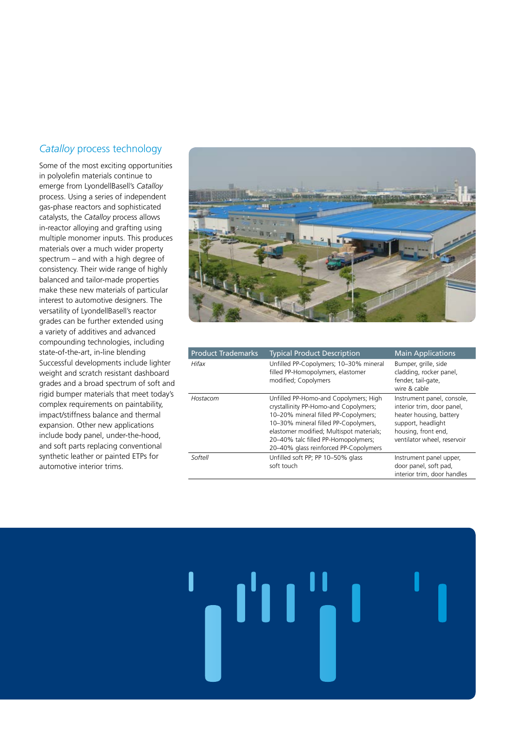## *Catalloy* process technology

Some of the most exciting opportunities in polyolefin materials continue to emerge from LyondellBasell's *Catalloy* process. Using a series of independent gas-phase reactors and sophisticated catalysts, the *Catalloy* process allows in-reactor alloying and grafting using multiple monomer inputs. This produces materials over a much wider property spectrum – and with a high degree of consistency. Their wide range of highly balanced and tailor-made properties make these new materials of particular interest to automotive designers. The versatility of LyondellBasell's reactor grades can be further extended using a variety of additives and advanced compounding technologies, including state-of-the-art, in-line blending Successful developments include lighter weight and scratch resistant dashboard grades and a broad spectrum of soft and rigid bumper materials that meet today's complex requirements on paintability, impact/stiffness balance and thermal expansion. Other new applications include body panel, under-the-hood, and soft parts replacing conventional synthetic leather or painted ETPs for automotive interior trims.

| Product Trademarks | Typical Product Description | Main Applications |
|---|---|---|
| *Hifax* | Unfilled PP-Copolymers; 10–30% mineral filled PP-Homopolymers, elastomer modified; Copolymers | Bumper, grille, side cladding, rocker panel, fender, tail-gate, wire & cable |
| *Hostacom* | Unfilled PP-Homo-and Copolymers; High crystallinity PP-Homo-and Copolymers; 10–20% mineral filled PP-Copolymers; 10–30% mineral filled PP-Copolymers, elastomer modified; Multispot materials; 20–40% talc filled PP-Homopolymers; 20–40% glass reinforced PP-Copolymers | Instrument panel, console, interior trim, door panel, heater housing, battery support, headlight housing, front end, ventilator wheel, reservoir |
| *Softell* | Unfilled soft PP; PP 10–50% glass soft touch | Instrument panel upper, door panel, soft pad, interior trim, door handles |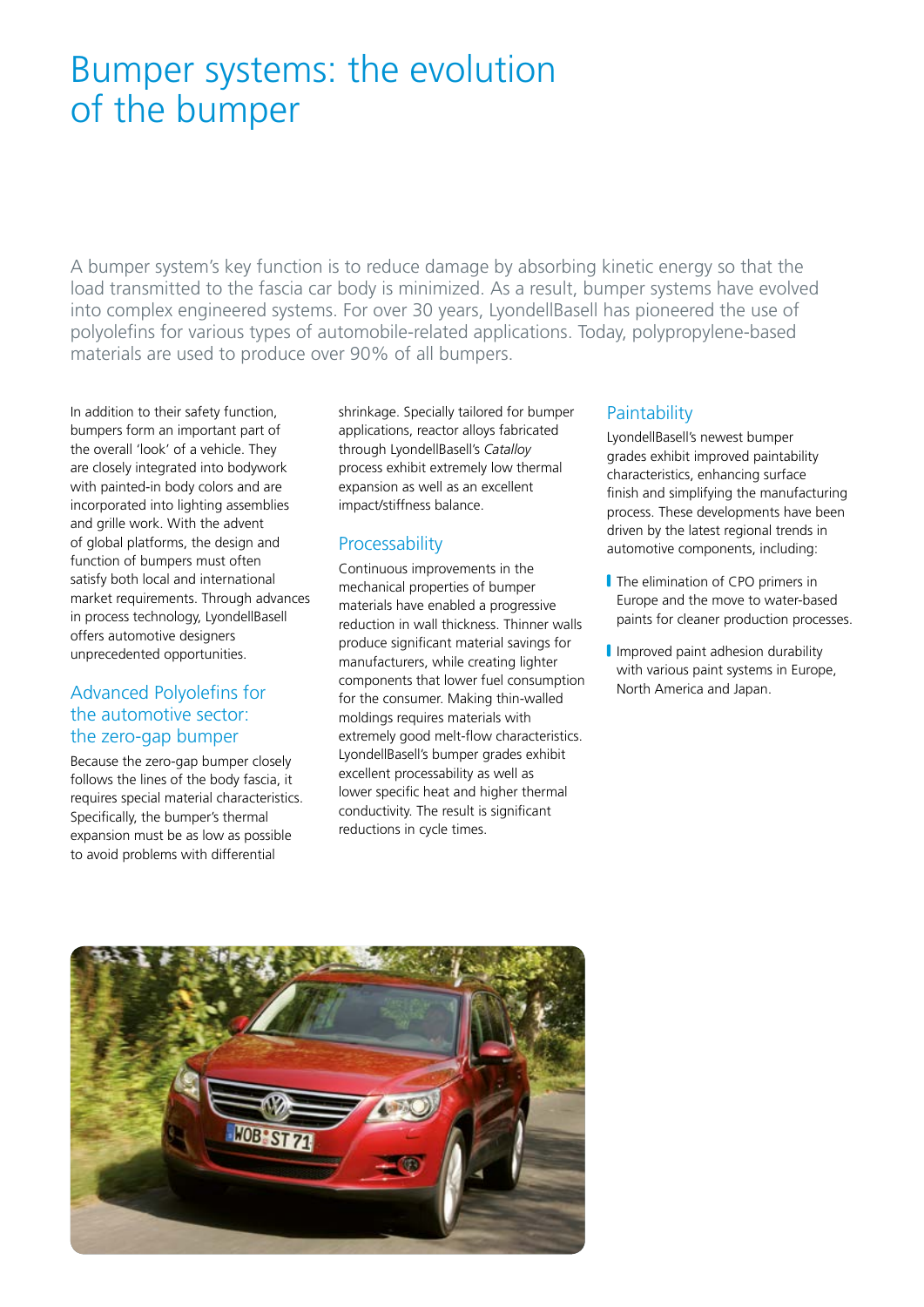# Bumper systems: the evolution of the bumper

A bumper system's key function is to reduce damage by absorbing kinetic energy so that the load transmitted to the fascia car body is minimized. As a result, bumper systems have evolved into complex engineered systems. For over 30 years, LyondellBasell has pioneered the use of polyolefins for various types of automobile-related applications. Today, polypropylene-based materials are used to produce over 90% of all bumpers.

In addition to their safety function, bumpers form an important part of the overall 'look' of a vehicle. They are closely integrated into bodywork with painted-in body colors and are incorporated into lighting assemblies and grille work. With the advent of global platforms, the design and function of bumpers must often satisfy both local and international market requirements. Through advances in process technology, LyondellBasell offers automotive designers unprecedented opportunities.

## Advanced Polyolefins for the automotive sector: the zero-gap bumper

Because the zero-gap bumper closely follows the lines of the body fascia, it requires special material characteristics. Specifically, the bumper's thermal expansion must be as low as possible to avoid problems with differential shrinkage. Specially tailored for bumper applications, reactor alloys fabricated through LyondellBasell's *Catalloy* process exhibit extremely low thermal expansion as well as an excellent impact/stiffness balance.

## Processability

Continuous improvements in the mechanical properties of bumper materials have enabled a progressive reduction in wall thickness. Thinner walls produce significant material savings for manufacturers, while creating lighter components that lower fuel consumption for the consumer. Making thin-walled moldings requires materials with extremely good melt-flow characteristics. LyondellBasell's bumper grades exhibit excellent processability as well as lower specific heat and higher thermal conductivity. The result is significant reductions in cycle times.

## Paintability

LyondellBasell's newest bumper grades exhibit improved paintability characteristics, enhancing surface finish and simplifying the manufacturing process. These developments have been driven by the latest regional trends in automotive components, including:

- The elimination of CPO primers in Europe and the move to water-based paints for cleaner production processes.
- Improved paint adhesion durability with various paint systems in Europe, North America and Japan.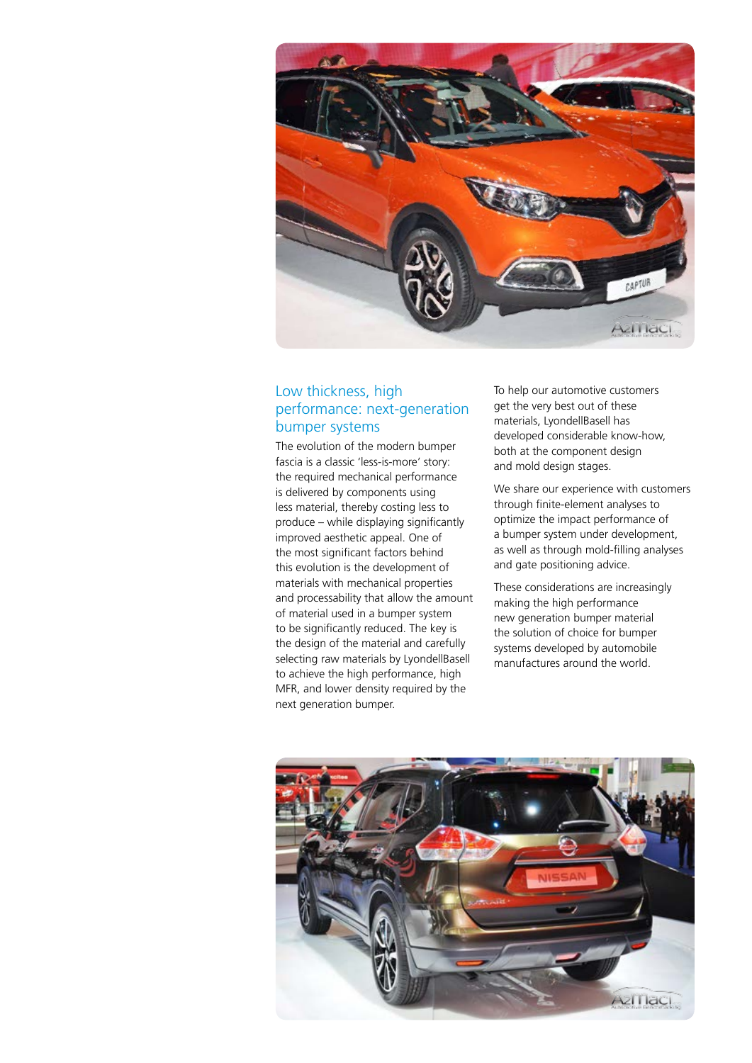## Low thickness, high performance: next-generation bumper systems

The evolution of the modern bumper fascia is a classic 'less-is-more' story: the required mechanical performance is delivered by components using less material, thereby costing less to produce – while displaying significantly improved aesthetic appeal. One of the most significant factors behind this evolution is the development of materials with mechanical properties and processability that allow the amount of material used in a bumper system to be significantly reduced. The key is the design of the material and carefully selecting raw materials by LyondellBasell to achieve the high performance, high MFR, and lower density required by the next generation bumper.

To help our automotive customers get the very best out of these materials, LyondellBasell has developed considerable know-how, both at the component design and mold design stages.

We share our experience with customers through finite-element analyses to optimize the impact performance of a bumper system under development, as well as through mold-filling analyses and gate positioning advice.

These considerations are increasingly making the high performance new generation bumper material the solution of choice for bumper systems developed by automobile manufactures around the world.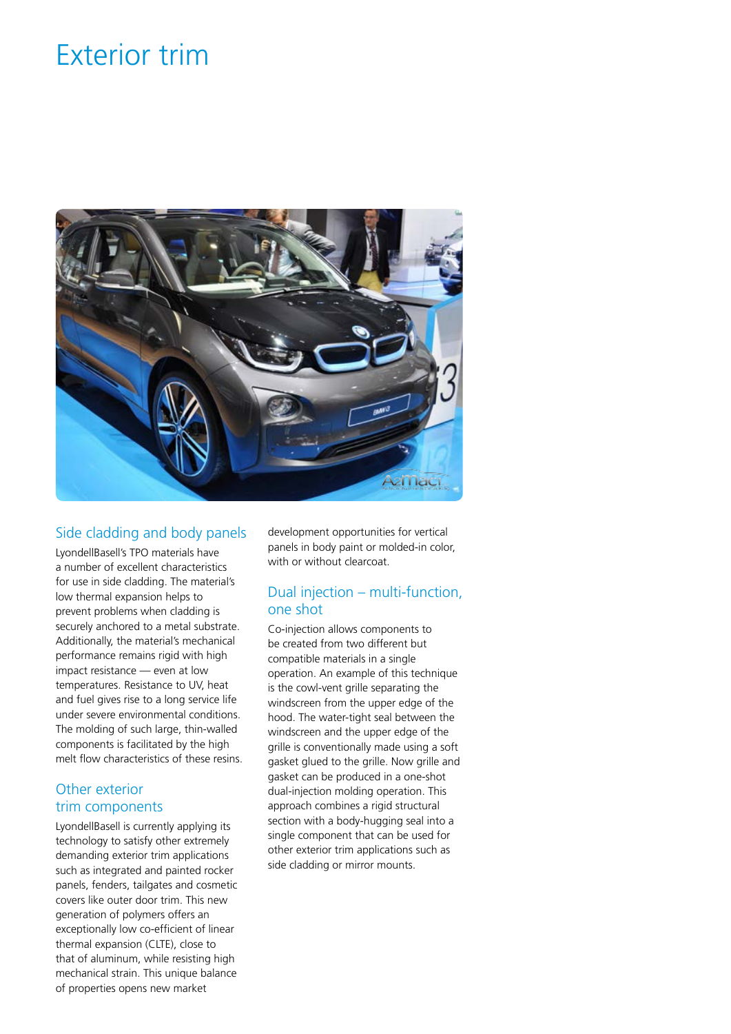# Exterior trim

## Side cladding and body panels

LyondellBasell's TPO materials have a number of excellent characteristics for use in side cladding. The material's low thermal expansion helps to prevent problems when cladding is securely anchored to a metal substrate. Additionally, the material's mechanical performance remains rigid with high impact resistance — even at low temperatures. Resistance to UV, heat and fuel gives rise to a long service life under severe environmental conditions. The molding of such large, thin-walled components is facilitated by the high melt flow characteristics of these resins.

## Other exterior trim components

LyondellBasell is currently applying its technology to satisfy other extremely demanding exterior trim applications such as integrated and painted rocker panels, fenders, tailgates and cosmetic covers like outer door trim. This new generation of polymers offers an exceptionally low co-efficient of linear thermal expansion (CLTE), close to that of aluminum, while resisting high mechanical strain. This unique balance of properties opens new market development opportunities for vertical panels in body paint or molded-in color, with or without clearcoat.

## Dual injection – multi-function, one shot

Co-injection allows components to be created from two different but compatible materials in a single operation. An example of this technique is the cowl-vent grille separating the windscreen from the upper edge of the hood. The water-tight seal between the windscreen and the upper edge of the grille is conventionally made using a soft gasket glued to the grille. Now grille and gasket can be produced in a one-shot dual-injection molding operation. This approach combines a rigid structural section with a body-hugging seal into a single component that can be used for other exterior trim applications such as side cladding or mirror mounts.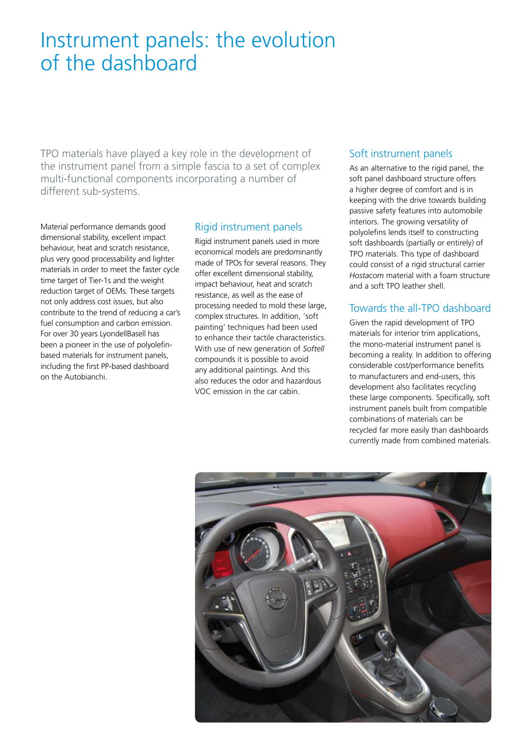# Instrument panels: the evolution of the dashboard

TPO materials have played a key role in the development of the instrument panel from a simple fascia to a set of complex multi-functional components incorporating a number of different sub-systems.

Material performance demands good dimensional stability, excellent impact behaviour, heat and scratch resistance, plus very good processability and lighter materials in order to meet the faster cycle time target of Tier-1s and the weight reduction target of OEMs. These targets not only address cost issues, but also contribute to the trend of reducing a car's fuel consumption and carbon emission. For over 30 years LyondellBasell has been a pioneer in the use of polyolefin-based materials for instrument panels, including the first PP-based dashboard on the Autobianchi.

## Rigid instrument panels

Rigid instrument panels used in more economical models are predominantly made of TPOs for several reasons. They offer excellent dimensional stability, impact behaviour, heat and scratch resistance, as well as the ease of processing needed to mold these large, complex structures. In addition, 'soft painting' techniques had been used to enhance their tactile characteristics. With use of new generation of *Softell* compounds it is possible to avoid any additional paintings. And this also reduces the odor and hazardous VOC emission in the car cabin.

## Soft instrument panels

As an alternative to the rigid panel, the soft panel dashboard structure offers a higher degree of comfort and is in keeping with the drive towards building passive safety features into automobile interiors. The growing versatility of polyolefins lends itself to constructing soft dashboards (partially or entirely) of TPO materials. This type of dashboard could consist of a rigid structural carrier *Hostacom* material with a foam structure and a soft TPO leather shell.

## Towards the all-TPO dashboard

Given the rapid development of TPO materials for interior trim applications, the mono-material instrument panel is becoming a reality. In addition to offering considerable cost/performance benefits to manufacturers and end-users, this development also facilitates recycling these large components. Specifically, soft instrument panels built from compatible combinations of materials can be recycled far more easily than dashboards currently made from combined materials.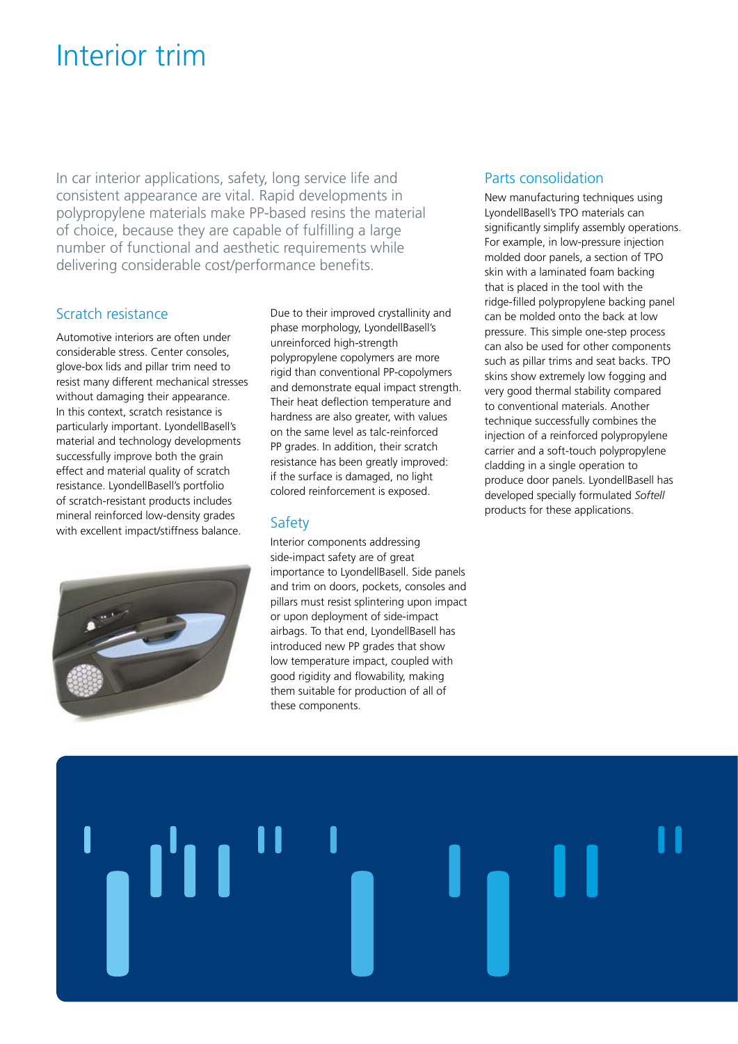# Interior trim

In car interior applications, safety, long service life and consistent appearance are vital. Rapid developments in polypropylene materials make PP-based resins the material of choice, because they are capable of fulfilling a large number of functional and aesthetic requirements while delivering considerable cost/performance benefits.

## Scratch resistance

Automotive interiors are often under considerable stress. Center consoles, glove-box lids and pillar trim need to resist many different mechanical stresses without damaging their appearance. In this context, scratch resistance is particularly important. LyondellBasell's material and technology developments successfully improve both the grain effect and material quality of scratch resistance. LyondellBasell's portfolio of scratch-resistant products includes mineral reinforced low-density grades with excellent impact/stiffness balance.

Due to their improved crystallinity and phase morphology, LyondellBasell's unreinforced high-strength polypropylene copolymers are more rigid than conventional PP-copolymers and demonstrate equal impact strength. Their heat deflection temperature and hardness are also greater, with values on the same level as talc-reinforced PP grades. In addition, their scratch resistance has been greatly improved: if the surface is damaged, no light colored reinforcement is exposed.

## Safety

Interior components addressing side-impact safety are of great importance to LyondellBasell. Side panels and trim on doors, pockets, consoles and pillars must resist splintering upon impact or upon deployment of side-impact airbags. To that end, LyondellBasell has introduced new PP grades that show low temperature impact, coupled with good rigidity and flowability, making them suitable for production of all of these components.

## Parts consolidation

New manufacturing techniques using LyondellBasell's TPO materials can significantly simplify assembly operations. For example, in low-pressure injection molded door panels, a section of TPO skin with a laminated foam backing that is placed in the tool with the ridge-filled polypropylene backing panel can be molded onto the back at low pressure. This simple one-step process can also be used for other components such as pillar trims and seat backs. TPO skins show extremely low fogging and very good thermal stability compared to conventional materials. Another technique successfully combines the injection of a reinforced polypropylene carrier and a soft-touch polypropylene cladding in a single operation to produce door panels. LyondellBasell has developed specially formulated *Softell* products for these applications.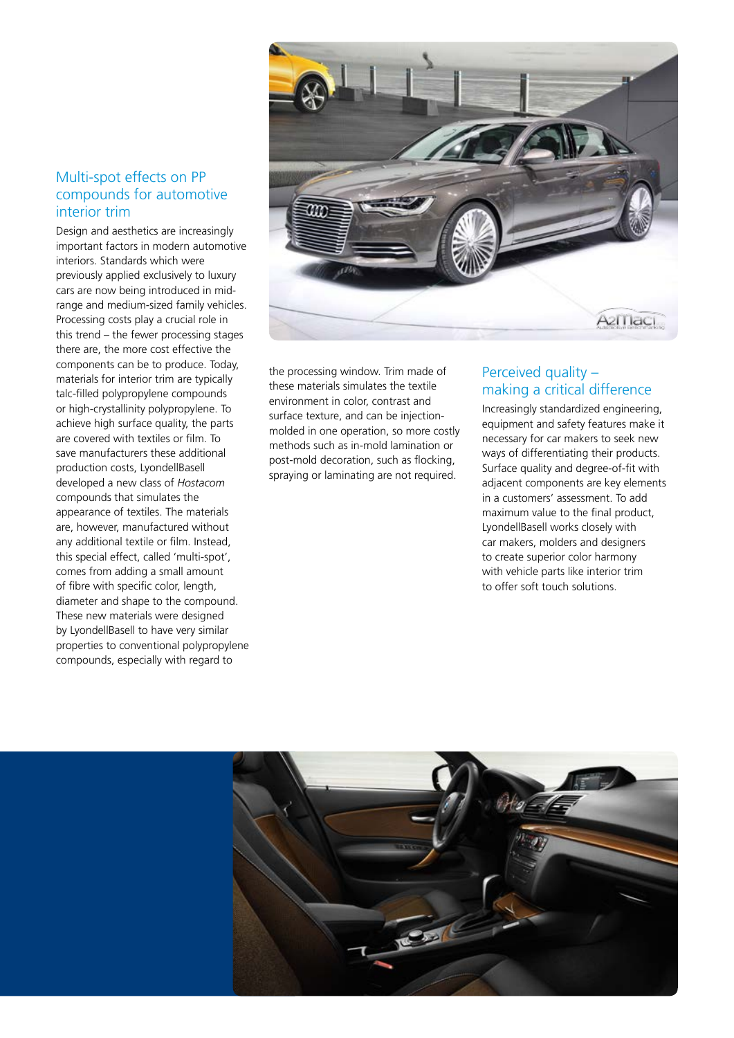## Multi-spot effects on PP compounds for automotive interior trim

Design and aesthetics are increasingly important factors in modern automotive interiors. Standards which were previously applied exclusively to luxury cars are now being introduced in mid-range and medium-sized family vehicles. Processing costs play a crucial role in this trend – the fewer processing stages there are, the more cost effective the components can be to produce. Today, materials for interior trim are typically talc-filled polypropylene compounds or high-crystallinity polypropylene. To achieve high surface quality, the parts are covered with textiles or film. To save manufacturers these additional production costs, LyondellBasell developed a new class of *Hostacom* compounds that simulates the appearance of textiles. The materials are, however, manufactured without any additional textile or film. Instead, this special effect, called 'multi-spot', comes from adding a small amount of fibre with specific color, length, diameter and shape to the compound. These new materials were designed by LyondellBasell to have very similar properties to conventional polypropylene compounds, especially with regard to the processing window. Trim made of these materials simulates the textile environment in color, contrast and surface texture, and can be injection-molded in one operation, so more costly methods such as in-mold lamination or post-mold decoration, such as flocking, spraying or laminating are not required.

## Perceived quality – making a critical difference

Increasingly standardized engineering, equipment and safety features make it necessary for car makers to seek new ways of differentiating their products. Surface quality and degree-of-fit with adjacent components are key elements in a customers' assessment. To add maximum value to the final product, LyondellBasell works closely with car makers, molders and designers to create superior color harmony with vehicle parts like interior trim to offer soft touch solutions.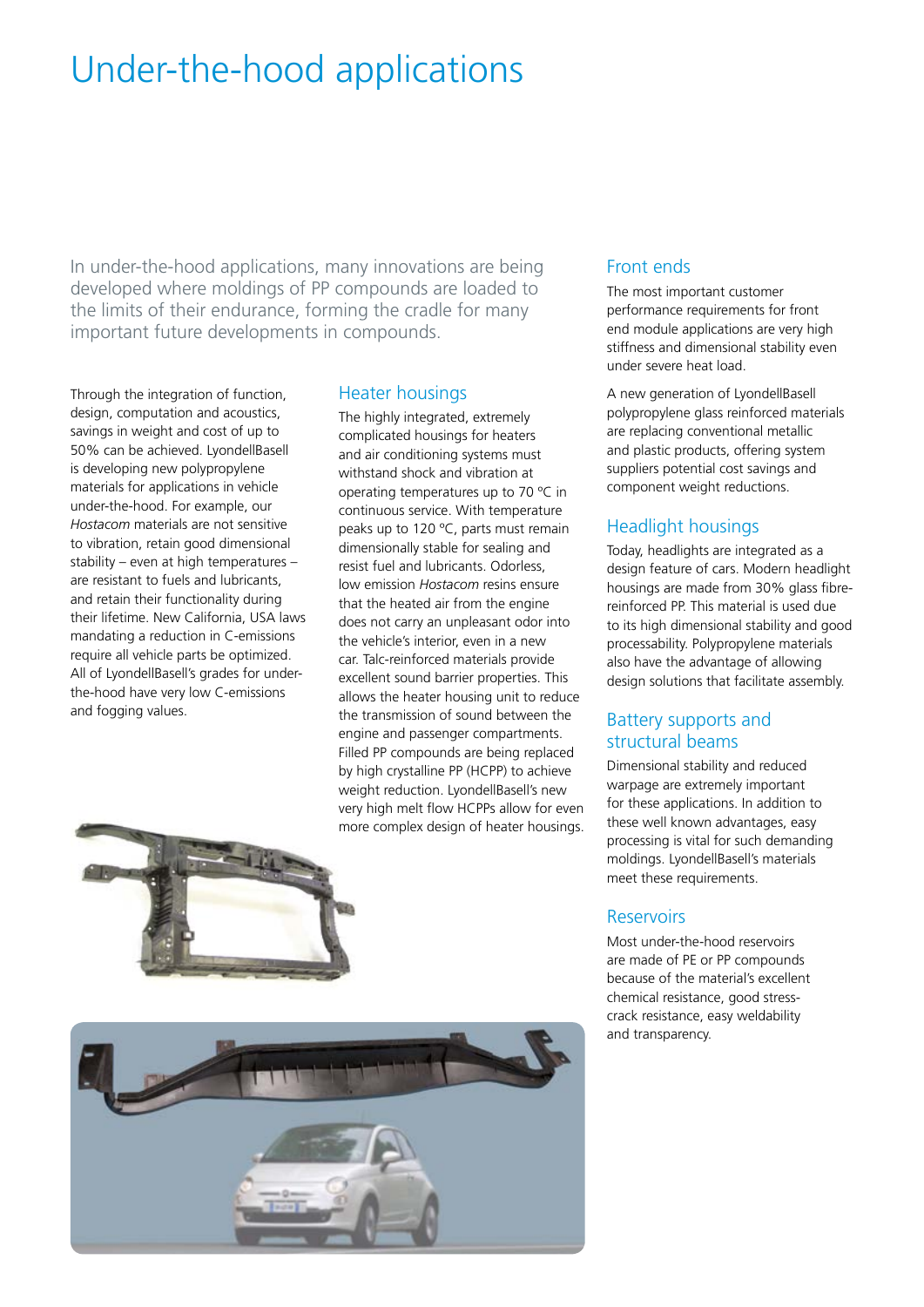# Under-the-hood applications

In under-the-hood applications, many innovations are being developed where moldings of PP compounds are loaded to the limits of their endurance, forming the cradle for many important future developments in compounds.

Through the integration of function, design, computation and acoustics, savings in weight and cost of up to 50% can be achieved. LyondellBasell is developing new polypropylene materials for applications in vehicle under-the-hood. For example, our *Hostacom* materials are not sensitive to vibration, retain good dimensional stability – even at high temperatures – are resistant to fuels and lubricants, and retain their functionality during their lifetime. New California, USA laws mandating a reduction in C-emissions require all vehicle parts be optimized. All of LyondellBasell's grades for under-the-hood have very low C-emissions and fogging values.

## Heater housings

The highly integrated, extremely complicated housings for heaters and air conditioning systems must withstand shock and vibration at operating temperatures up to 70 °C in continuous service. With temperature peaks up to 120 °C, parts must remain dimensionally stable for sealing and resist fuel and lubricants. Odorless, low emission *Hostacom* resins ensure that the heated air from the engine does not carry an unpleasant odor into the vehicle's interior, even in a new car. Talc-reinforced materials provide excellent sound barrier properties. This allows the heater housing unit to reduce the transmission of sound between the engine and passenger compartments. Filled PP compounds are being replaced by high crystalline PP (HCPP) to achieve weight reduction. LyondellBasell's new very high melt flow HCPPs allow for even more complex design of heater housings.

## Front ends

The most important customer performance requirements for front end module applications are very high stiffness and dimensional stability even under severe heat load.

A new generation of LyondellBasell polypropylene glass reinforced materials are replacing conventional metallic and plastic products, offering system suppliers potential cost savings and component weight reductions.

## Headlight housings

Today, headlights are integrated as a design feature of cars. Modern headlight housings are made from 30% glass fibre-reinforced PP. This material is used due to its high dimensional stability and good processability. Polypropylene materials also have the advantage of allowing design solutions that facilitate assembly.

## Battery supports and structural beams

Dimensional stability and reduced warpage are extremely important for these applications. In addition to these well known advantages, easy processing is vital for such demanding moldings. LyondellBasell's materials meet these requirements.

## Reservoirs

Most under-the-hood reservoirs are made of PE or PP compounds because of the material's excellent chemical resistance, good stress-crack resistance, easy weldability and transparency.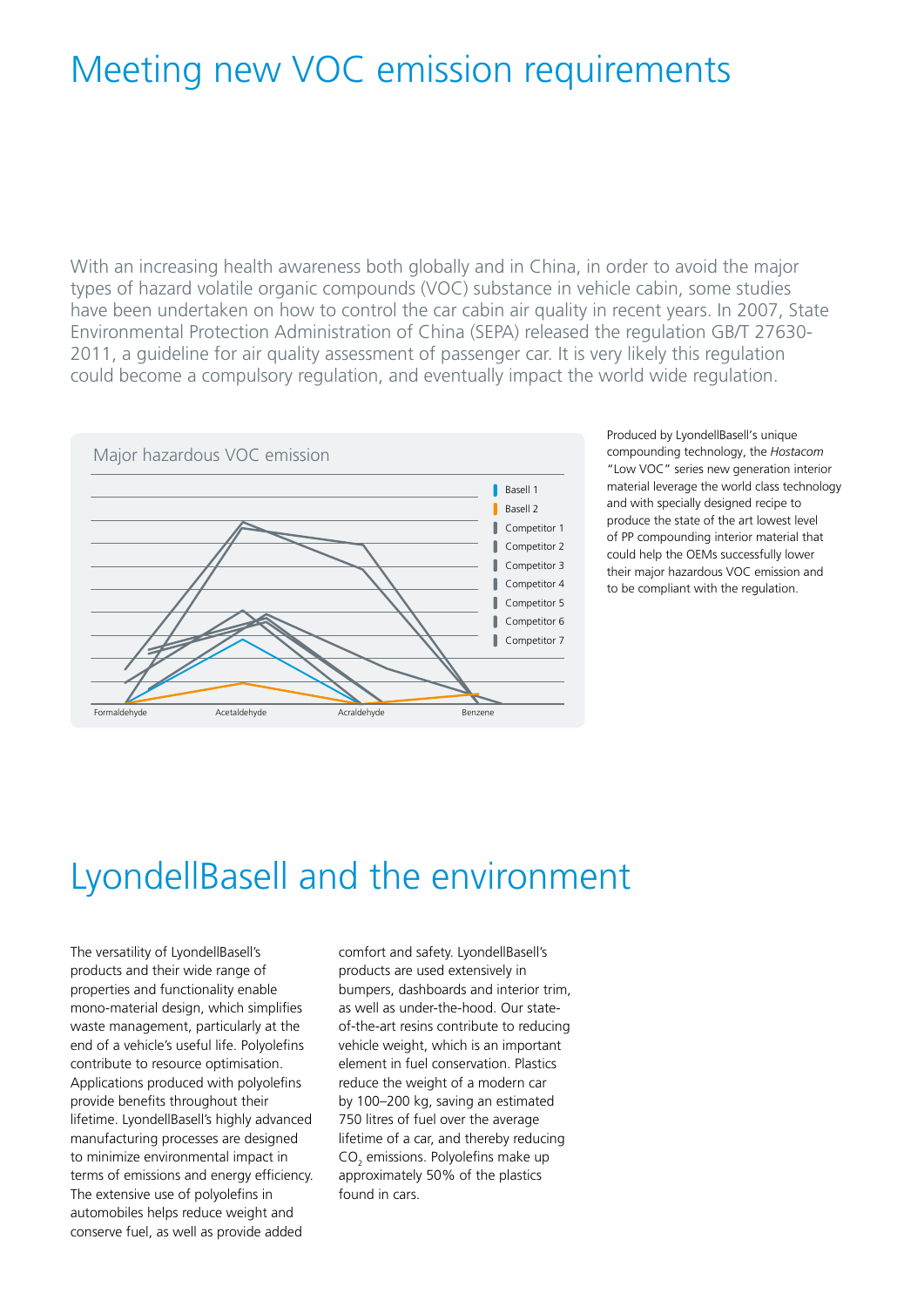# Meeting new VOC emission requirements

With an increasing health awareness both globally and in China, in order to avoid the major types of hazard volatile organic compounds (VOC) substance in vehicle cabin, some studies have been undertaken on how to control the car cabin air quality in recent years. In 2007, State Environmental Protection Administration of China (SEPA) released the regulation GB/T 27630-2011, a guideline for air quality assessment of passenger car. It is very likely this regulation could become a compulsory regulation, and eventually impact the world wide regulation.

Major hazardous VOC emission

Basell 1
Basell 2
Competitor 1
Competitor 2
Competitor 3
Competitor 4
Competitor 5
Competitor 6
Competitor 7

Formaldehyde | Acetaldehyde | Acraldehyde | Benzene

Produced by LyondellBasell's unique compounding technology, the *Hostacom* "Low VOC" series new generation interior material leverage the world class technology and with specially designed recipe to produce the state of the art lowest level of PP compounding interior material that could help the OEMs successfully lower their major hazardous VOC emission and to be compliant with the regulation.

# LyondellBasell and the environment

The versatility of LyondellBasell's products and their wide range of properties and functionality enable mono-material design, which simplifies waste management, particularly at the end of a vehicle's useful life. Polyolefins contribute to resource optimisation. Applications produced with polyolefins provide benefits throughout their lifetime. LyondellBasell's highly advanced manufacturing processes are designed to minimize environmental impact in terms of emissions and energy efficiency. The extensive use of polyolefins in automobiles helps reduce weight and conserve fuel, as well as provide added comfort and safety. LyondellBasell's products are used extensively in bumpers, dashboards and interior trim, as well as under-the-hood. Our state-of-the-art resins contribute to reducing vehicle weight, which is an important element in fuel conservation. Plastics reduce the weight of a modern car by 100–200 kg, saving an estimated 750 litres of fuel over the average lifetime of a car, and thereby reducing $CO_2$ emissions. Polyolefins make up approximately 50% of the plastics found in cars.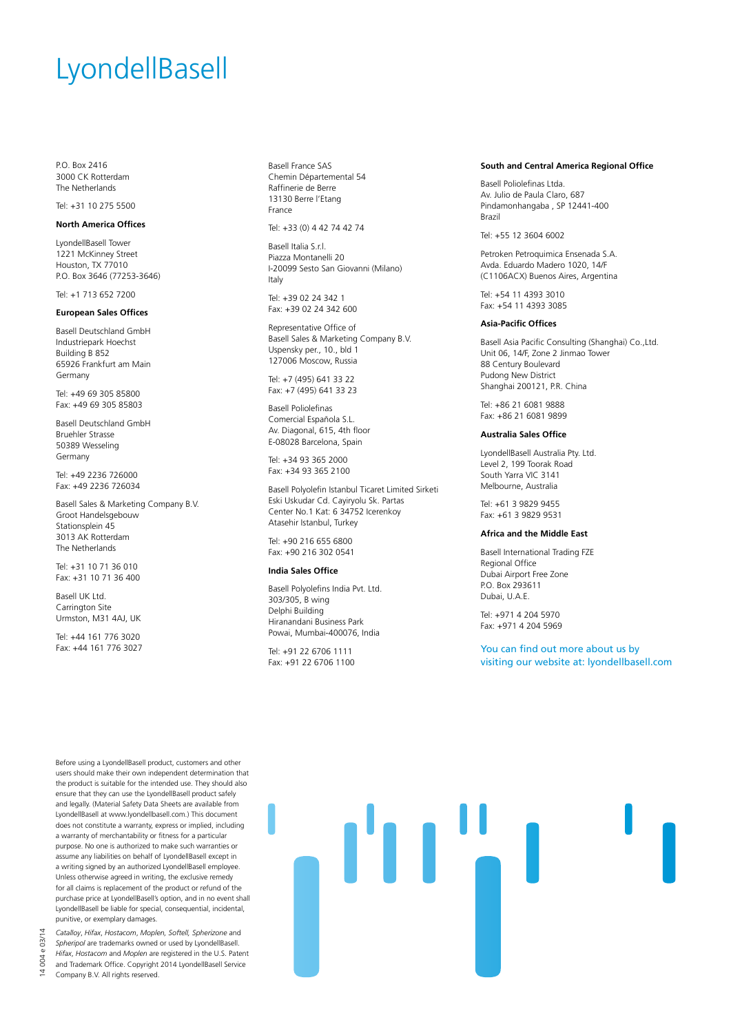# LyondellBasell

P.O. Box 2416
3000 CK Rotterdam
The Netherlands

Tel: +31 10 275 5500

**North America Offices**

LyondellBasell Tower
1221 McKinney Street
Houston, TX 77010
P.O. Box 3646 (77253-3646)

Tel: +1 713 652 7200

**European Sales Offices**

Basell Deutschland GmbH
Industriepark Hoechst
Building B 852
65926 Frankfurt am Main
Germany

Tel: +49 69 305 85800
Fax: +49 69 305 85803

Basell Deutschland GmbH
Bruehler Strasse
50389 Wesseling
Germany

Tel: +49 2236 726000
Fax: +49 2236 726034

Basell Sales & Marketing Company B.V.
Groot Handelsgebouw
Stationsplein 45
3013 AK Rotterdam
The Netherlands

Tel: +31 10 71 36 010
Fax: +31 10 71 36 400

Basell UK Ltd.
Carrington Site
Urmston, M31 4AJ, UK

Tel: +44 161 776 3020
Fax: +44 161 776 3027

Basell France SAS
Chemin Départemental 54
Raffinerie de Berre
13130 Berre l'Etang
France

Tel: +33 (0) 4 42 74 42 74

Basell Italia S.r.l.
Piazza Montanelli 20
I-20099 Sesto San Giovanni (Milano)
Italy

Tel: +39 02 24 342 1
Fax: +39 02 24 342 600

Representative Office of
Basell Sales & Marketing Company B.V.
Uspensky per., 10., bld 1
127006 Moscow, Russia

Tel: +7 (495) 641 33 22
Fax: +7 (495) 641 33 23

Basell Poliolefinas
Comercial Española S.L.
Av. Diagonal, 615, 4th floor
E-08028 Barcelona, Spain

Tel: +34 93 365 2000
Fax: +34 93 365 2100

Basell Polyolefin Istanbul Ticaret Limited Sirketi
Eski Uskudar Cd. Cayiryolu Sk. Partas
Center No.1 Kat: 6 34752 Icerenkoy
Atasehir Istanbul, Turkey

Tel: +90 216 655 6800
Fax: +90 216 302 0541

**India Sales Office**

Basell Polyolefins India Pvt. Ltd.
303/305, B wing
Delphi Building
Hiranandani Business Park
Powai, Mumbai-400076, India

Tel: +91 22 6706 1111
Fax: +91 22 6706 1100

**South and Central America Regional Office**

Basell Poliolefinas Ltda.
Av. Julio de Paula Claro, 687
Pindamonhangaba , SP 12441-400
Brazil

Tel: +55 12 3604 6002

Petroken Petroquimica Ensenada S.A.
Avda. Eduardo Madero 1020, 14/F
(C1106ACX) Buenos Aires, Argentina

Tel: +54 11 4393 3010
Fax: +54 11 4393 3085

**Asia-Pacific Offices**

Basell Asia Pacific Consulting (Shanghai) Co.,Ltd.
Unit 06, 14/F, Zone 2 Jinmao Tower
88 Century Boulevard
Pudong New District
Shanghai 200121, P.R. China

Tel: +86 21 6081 9888
Fax: +86 21 6081 9899

**Australia Sales Office**

LyondellBasell Australia Pty. Ltd.
Level 2, 199 Toorak Road
South Yarra VIC 3141
Melbourne, Australia

Tel: +61 3 9829 9455
Fax: +61 3 9829 9531

**Africa and the Middle East**

Basell International Trading FZE
Regional Office
Dubai Airport Free Zone
P.O. Box 293611
Dubai, U.A.E.

Tel: +971 4 204 5970
Fax: +971 4 204 5969

You can find out more about us by visiting our website at: lyondellbasell.com

Before using a LyondellBasell product, customers and other users should make their own independent determination that the product is suitable for the intended use. They should also ensure that they can use the LyondellBasell product safely and legally. (Material Safety Data Sheets are available from LyondellBasell at www.lyondellbasell.com.) This document does not constitute a warranty, express or implied, including a warranty of merchantability or fitness for a particular purpose. No one is authorized to make such warranties or assume any liabilities on behalf of LyondellBasell except in a writing signed by an authorized LyondellBasell employee. Unless otherwise agreed in writing, the exclusive remedy for all claims is replacement of the product or refund of the purchase price at LyondellBasell's option, and in no event shall LyondellBasell be liable for special, consequential, incidental, punitive, or exemplary damages.

*Catalloy*, *Hifax*, *Hostacom*, *Moplen*, *Softell*, *Spherizone* and *Spheripol* are trademarks owned or used by LyondellBasell. *Hifax*, *Hostacom* and *Moplen* are registered in the U.S. Patent and Trademark Office. Copyright 2014 LyondellBasell Service Company B.V. All rights reserved.

14 004 e 03/14